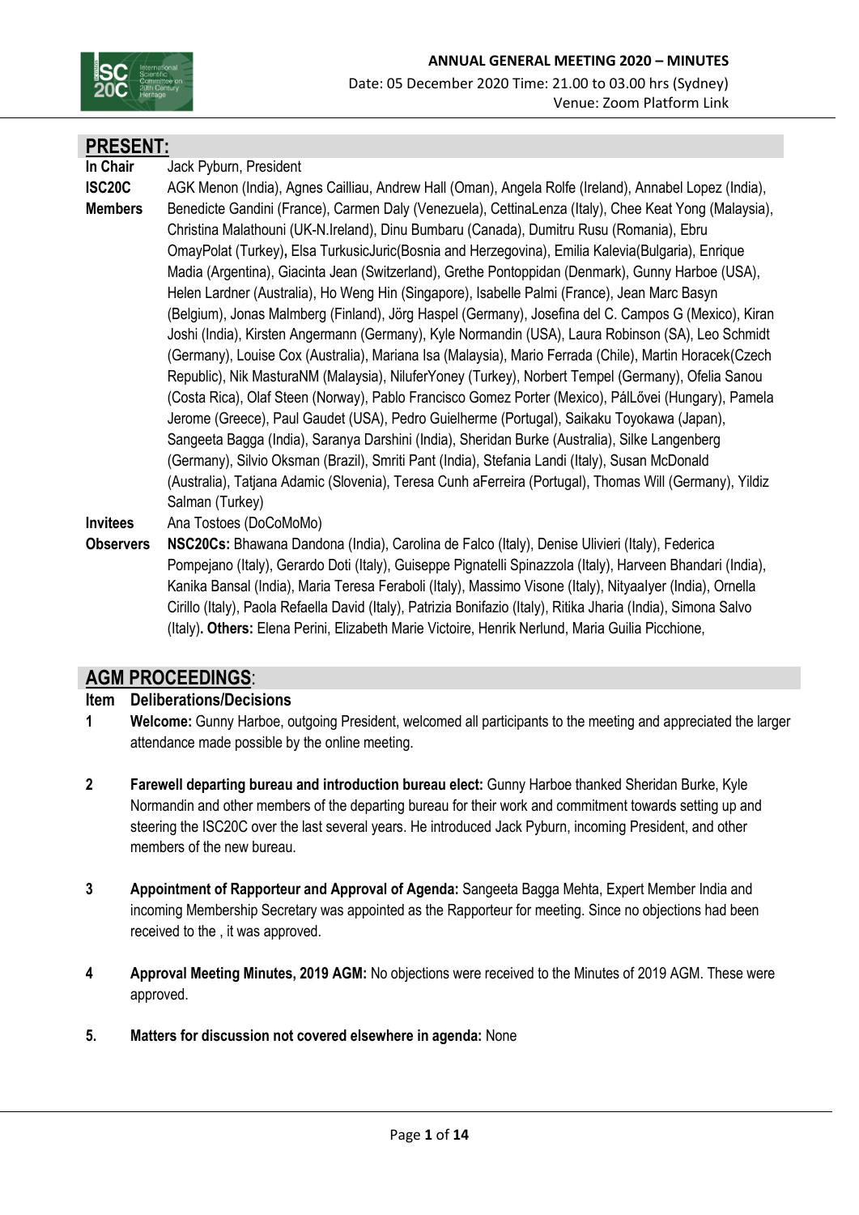**ANNUAL GENERAL MEETING 2020 – MINUTES**

Date: 05 December 2020 Time: 21.00 to 03.00 hrs (Sydney)

Venue: Zoom Platform Link

## PRESENT:

**In Chair** Jack Pyburn, President

**ISC20C Members** AGK Menon (India), Agnes Cailliau, Andrew Hall (Oman), Angela Rolfe (Ireland), Annabel Lopez (India), Benedicte Gandini (France), Carmen Daly (Venezuela), CettinaLenza (Italy), Chee Keat Yong (Malaysia), Christina Malathouni (UK-N.Ireland), Dinu Bumbaru (Canada), Dumitru Rusu (Romania), Ebru OmayPolat (Turkey)**,** Elsa TurkusicJuric(Bosnia and Herzegovina), Emilia Kalevia(Bulgaria), Enrique Madia (Argentina), Giacinta Jean (Switzerland), Grethe Pontoppidan (Denmark), Gunny Harboe (USA), Helen Lardner (Australia), Ho Weng Hin (Singapore), Isabelle Palmi (France), Jean Marc Basyn (Belgium), Jonas Malmberg (Finland), Jörg Haspel (Germany), Josefina del C. Campos G (Mexico), Kiran Joshi (India), Kirsten Angermann (Germany), Kyle Normandin (USA), Laura Robinson (SA), Leo Schmidt (Germany), Louise Cox (Australia), Mariana Isa (Malaysia), Mario Ferrada (Chile), Martin Horacek(Czech Republic), Nik MasturaNM (Malaysia), NiluferYoney (Turkey), Norbert Tempel (Germany), Ofelia Sanou (Costa Rica), Olaf Steen (Norway), Pablo Francisco Gomez Porter (Mexico), PálLővei (Hungary), Pamela Jerome (Greece), Paul Gaudet (USA), Pedro Guielherme (Portugal), Saikaku Toyokawa (Japan), Sangeeta Bagga (India), Saranya Darshini (India), Sheridan Burke (Australia), Silke Langenberg (Germany), Silvio Oksman (Brazil), Smriti Pant (India), Stefania Landi (Italy), Susan McDonald (Australia), Tatjana Adamic (Slovenia), Teresa Cunh aFerreira (Portugal), Thomas Will (Germany), Yildiz Salman (Turkey)

**Invitees** Ana Tostoes (DoCoMoMo)

**Observers** **NSC20Cs:** Bhawana Dandona (India), Carolina de Falco (Italy), Denise Ulivieri (Italy), Federica Pompejano (Italy), Gerardo Doti (Italy), Guiseppe Pignatelli Spinazzola (Italy), Harveen Bhandari (India), Kanika Bansal (India), Maria Teresa Feraboli (Italy), Massimo Visone (Italy), NityaaIyer (India), Ornella Cirillo (Italy), Paola Refaella David (Italy), Patrizia Bonifazio (Italy), Ritika Jharia (India), Simona Salvo (Italy)**. Others:** Elena Perini, Elizabeth Marie Victoire, Henrik Nerlund, Maria Guilia Picchione,

## AGM PROCEEDINGS:

**Item Deliberations/Decisions**

**1 Welcome:** Gunny Harboe, outgoing President, welcomed all participants to the meeting and appreciated the larger attendance made possible by the online meeting.

**2 Farewell departing bureau and introduction bureau elect:** Gunny Harboe thanked Sheridan Burke, Kyle Normandin and other members of the departing bureau for their work and commitment towards setting up and steering the ISC20C over the last several years. He introduced Jack Pyburn, incoming President, and other members of the new bureau.

**3 Appointment of Rapporteur and Approval of Agenda:** Sangeeta Bagga Mehta, Expert Member India and incoming Membership Secretary was appointed as the Rapporteur for meeting. Since no objections had been received to the , it was approved.

**4 Approval Meeting Minutes, 2019 AGM:** No objections were received to the Minutes of 2019 AGM. These were approved.

**5. Matters for discussion not covered elsewhere in agenda:** None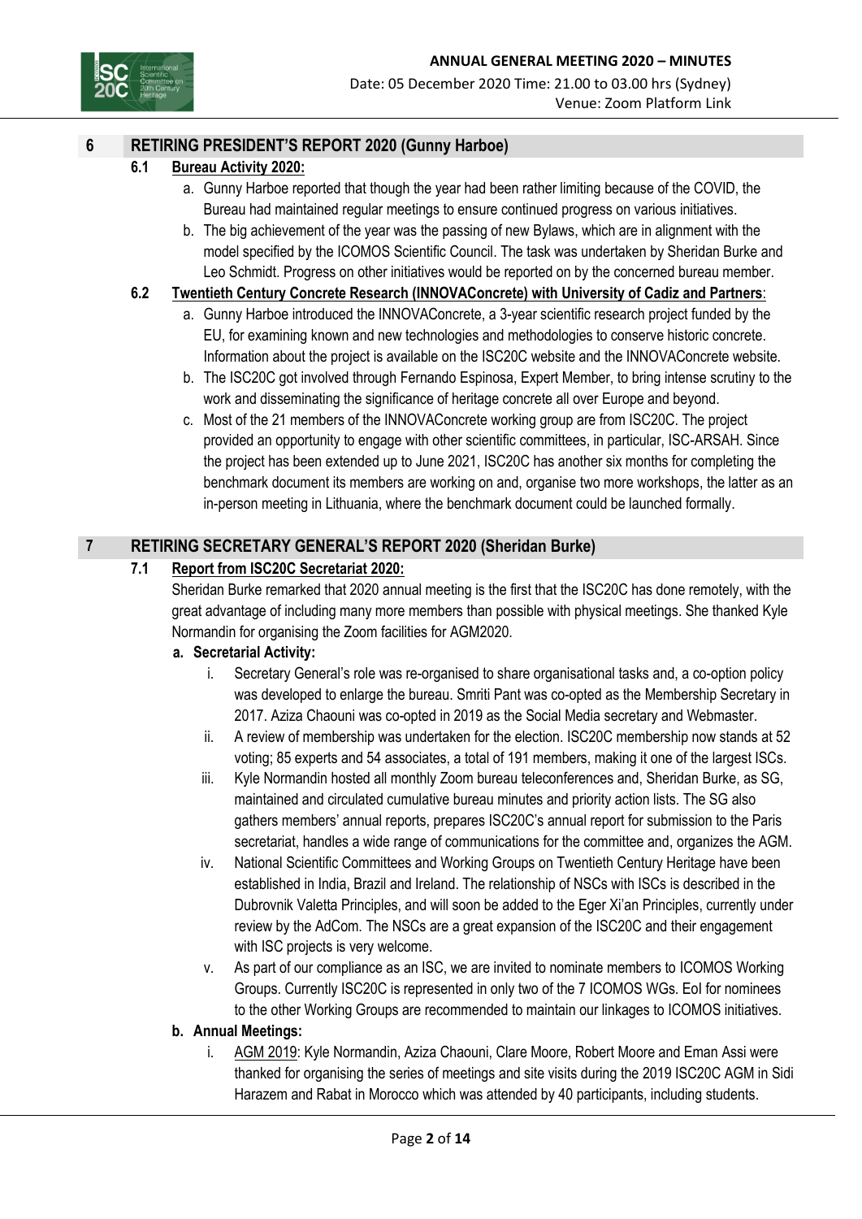## 6 RETIRING PRESIDENT'S REPORT 2020 (Gunny Harboe)

### 6.1 Bureau Activity 2020:

a. Gunny Harboe reported that though the year had been rather limiting because of the COVID, the Bureau had maintained regular meetings to ensure continued progress on various initiatives.

b. The big achievement of the year was the passing of new Bylaws, which are in alignment with the model specified by the ICOMOS Scientific Council. The task was undertaken by Sheridan Burke and Leo Schmidt. Progress on other initiatives would be reported on by the concerned bureau member.

### 6.2 Twentieth Century Concrete Research (INNOVAConcrete) with University of Cadiz and Partners:

a. Gunny Harboe introduced the INNOVAConcrete, a 3-year scientific research project funded by the EU, for examining known and new technologies and methodologies to conserve historic concrete. Information about the project is available on the ISC20C website and the INNOVAConcrete website.

b. The ISC20C got involved through Fernando Espinosa, Expert Member, to bring intense scrutiny to the work and disseminating the significance of heritage concrete all over Europe and beyond.

c. Most of the 21 members of the INNOVAConcrete working group are from ISC20C. The project provided an opportunity to engage with other scientific committees, in particular, ISC-ARSAH. Since the project has been extended up to June 2021, ISC20C has another six months for completing the benchmark document its members are working on and, organise two more workshops, the latter as an in-person meeting in Lithuania, where the benchmark document could be launched formally.

## 7 RETIRING SECRETARY GENERAL'S REPORT 2020 (Sheridan Burke)

### 7.1 Report from ISC20C Secretariat 2020:

Sheridan Burke remarked that 2020 annual meeting is the first that the ISC20C has done remotely, with the great advantage of including many more members than possible with physical meetings. She thanked Kyle Normandin for organising the Zoom facilities for AGM2020.

**a. Secretarial Activity:**

i. Secretary General's role was re-organised to share organisational tasks and, a co-option policy was developed to enlarge the bureau. Smriti Pant was co-opted as the Membership Secretary in 2017. Aziza Chaouni was co-opted in 2019 as the Social Media secretary and Webmaster.

ii. A review of membership was undertaken for the election. ISC20C membership now stands at 52 voting; 85 experts and 54 associates, a total of 191 members, making it one of the largest ISCs.

iii. Kyle Normandin hosted all monthly Zoom bureau teleconferences and, Sheridan Burke, as SG, maintained and circulated cumulative bureau minutes and priority action lists. The SG also gathers members' annual reports, prepares ISC20C's annual report for submission to the Paris secretariat, handles a wide range of communications for the committee and, organizes the AGM.

iv. National Scientific Committees and Working Groups on Twentieth Century Heritage have been established in India, Brazil and Ireland. The relationship of NSCs with ISCs is described in the Dubrovnik Valetta Principles, and will soon be added to the Eger Xi'an Principles, currently under review by the AdCom. The NSCs are a great expansion of the ISC20C and their engagement with ISC projects is very welcome.

v. As part of our compliance as an ISC, we are invited to nominate members to ICOMOS Working Groups. Currently ISC20C is represented in only two of the 7 ICOMOS WGs. EoI for nominees to the other Working Groups are recommended to maintain our linkages to ICOMOS initiatives.

**b. Annual Meetings:**

i. AGM 2019: Kyle Normandin, Aziza Chaouni, Clare Moore, Robert Moore and Eman Assi were thanked for organising the series of meetings and site visits during the 2019 ISC20C AGM in Sidi Harazem and Rabat in Morocco which was attended by 40 participants, including students.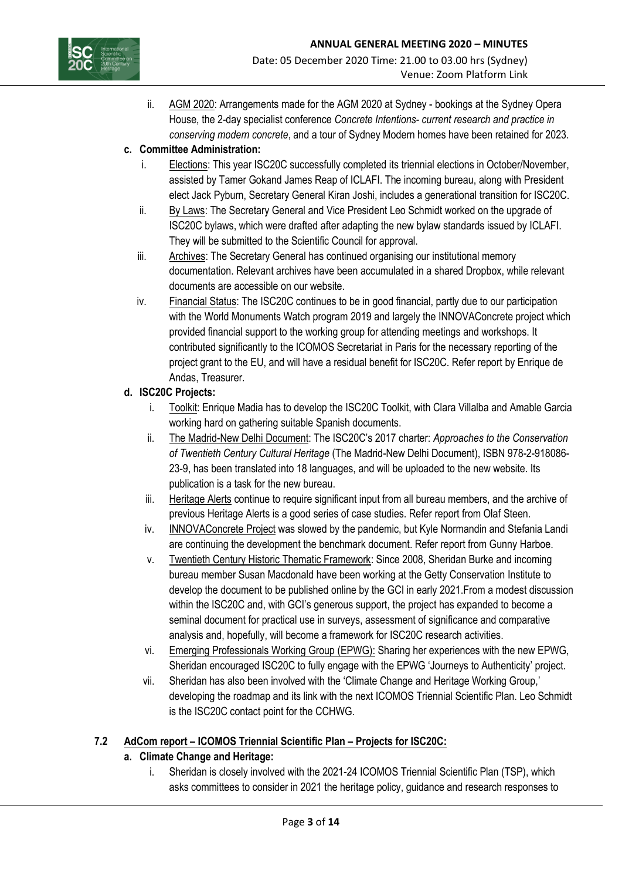ii. AGM 2020: Arrangements made for the AGM 2020 at Sydney - bookings at the Sydney Opera House, the 2-day specialist conference *Concrete Intentions- current research and practice in conserving modern concrete*, and a tour of Sydney Modern homes have been retained for 2023.

**c. Committee Administration:**

i. Elections: This year ISC20C successfully completed its triennial elections in October/November, assisted by Tamer Gokand James Reap of ICLAFI. The incoming bureau, along with President elect Jack Pyburn, Secretary General Kiran Joshi, includes a generational transition for ISC20C.

ii. By Laws: The Secretary General and Vice President Leo Schmidt worked on the upgrade of ISC20C bylaws, which were drafted after adapting the new bylaw standards issued by ICLAFI. They will be submitted to the Scientific Council for approval.

iii. Archives: The Secretary General has continued organising our institutional memory documentation. Relevant archives have been accumulated in a shared Dropbox, while relevant documents are accessible on our website.

iv. Financial Status: The ISC20C continues to be in good financial, partly due to our participation with the World Monuments Watch program 2019 and largely the INNOVAConcrete project which provided financial support to the working group for attending meetings and workshops. It contributed significantly to the ICOMOS Secretariat in Paris for the necessary reporting of the project grant to the EU, and will have a residual benefit for ISC20C. Refer report by Enrique de Andas, Treasurer.

**d. ISC20C Projects:**

i. Toolkit: Enrique Madia has to develop the ISC20C Toolkit, with Clara Villalba and Amable Garcia working hard on gathering suitable Spanish documents.

ii. The Madrid-New Delhi Document: The ISC20C's 2017 charter: *Approaches to the Conservation of Twentieth Century Cultural Heritage* (The Madrid-New Delhi Document), ISBN 978-2-918086-23-9, has been translated into 18 languages, and will be uploaded to the new website. Its publication is a task for the new bureau.

iii. Heritage Alerts continue to require significant input from all bureau members, and the archive of previous Heritage Alerts is a good series of case studies. Refer report from Olaf Steen.

iv. INNOVAConcrete Project was slowed by the pandemic, but Kyle Normandin and Stefania Landi are continuing the development the benchmark document. Refer report from Gunny Harboe.

v. Twentieth Century Historic Thematic Framework: Since 2008, Sheridan Burke and incoming bureau member Susan Macdonald have been working at the Getty Conservation Institute to develop the document to be published online by the GCI in early 2021.From a modest discussion within the ISC20C and, with GCI's generous support, the project has expanded to become a seminal document for practical use in surveys, assessment of significance and comparative analysis and, hopefully, will become a framework for ISC20C research activities.

vi. Emerging Professionals Working Group (EPWG): Sharing her experiences with the new EPWG, Sheridan encouraged ISC20C to fully engage with the EPWG 'Journeys to Authenticity' project.

vii. Sheridan has also been involved with the 'Climate Change and Heritage Working Group,' developing the roadmap and its link with the next ICOMOS Triennial Scientific Plan. Leo Schmidt is the ISC20C contact point for the CCHWG.

**7.2 AdCom report – ICOMOS Triennial Scientific Plan – Projects for ISC20C:**

**a. Climate Change and Heritage:**

i. Sheridan is closely involved with the 2021-24 ICOMOS Triennial Scientific Plan (TSP), which asks committees to consider in 2021 the heritage policy, guidance and research responses to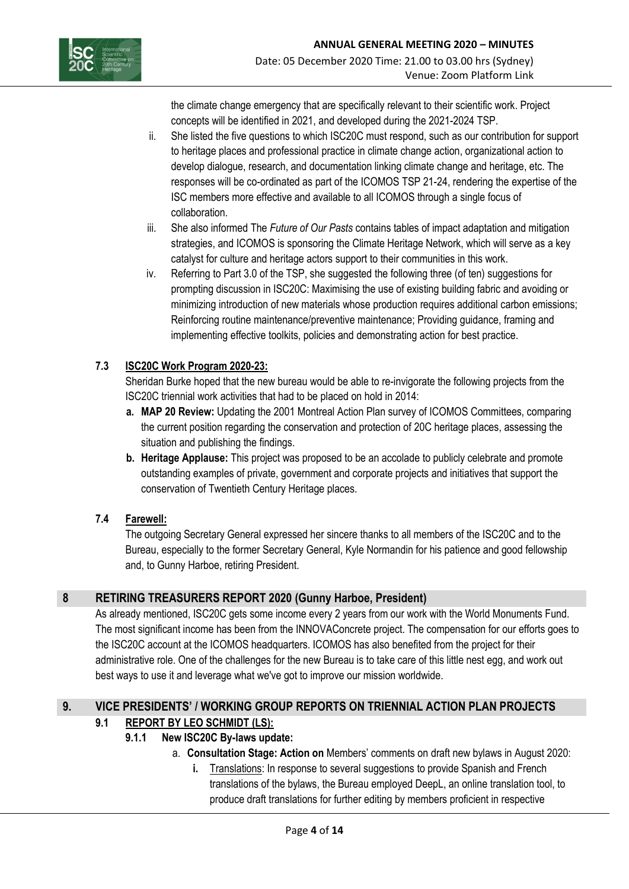the climate change emergency that are specifically relevant to their scientific work. Project concepts will be identified in 2021, and developed during the 2021-2024 TSP.

ii. She listed the five questions to which ISC20C must respond, such as our contribution for support to heritage places and professional practice in climate change action, organizational action to develop dialogue, research, and documentation linking climate change and heritage, etc. The responses will be co-ordinated as part of the ICOMOS TSP 21-24, rendering the expertise of the ISC members more effective and available to all ICOMOS through a single focus of collaboration.

iii. She also informed The *Future of Our Pasts* contains tables of impact adaptation and mitigation strategies, and ICOMOS is sponsoring the Climate Heritage Network, which will serve as a key catalyst for culture and heritage actors support to their communities in this work.

iv. Referring to Part 3.0 of the TSP, she suggested the following three (of ten) suggestions for prompting discussion in ISC20C: Maximising the use of existing building fabric and avoiding or minimizing introduction of new materials whose production requires additional carbon emissions; Reinforcing routine maintenance/preventive maintenance; Providing guidance, framing and implementing effective toolkits, policies and demonstrating action for best practice.

### 7.3 ISC20C Work Program 2020-23:

Sheridan Burke hoped that the new bureau would be able to re-invigorate the following projects from the ISC20C triennial work activities that had to be placed on hold in 2014:

a. **MAP 20 Review:** Updating the 2001 Montreal Action Plan survey of ICOMOS Committees, comparing the current position regarding the conservation and protection of 20C heritage places, assessing the situation and publishing the findings.

b. **Heritage Applause:** This project was proposed to be an accolade to publicly celebrate and promote outstanding examples of private, government and corporate projects and initiatives that support the conservation of Twentieth Century Heritage places.

### 7.4 Farewell:

The outgoing Secretary General expressed her sincere thanks to all members of the ISC20C and to the Bureau, especially to the former Secretary General, Kyle Normandin for his patience and good fellowship and, to Gunny Harboe, retiring President.

## 8 RETIRING TREASURERS REPORT 2020 (Gunny Harboe, President)

As already mentioned, ISC20C gets some income every 2 years from our work with the World Monuments Fund. The most significant income has been from the INNOVAConcrete project. The compensation for our efforts goes to the ISC20C account at the ICOMOS headquarters. ICOMOS has also benefited from the project for their administrative role. One of the challenges for the new Bureau is to take care of this little nest egg, and work out best ways to use it and leverage what we've got to improve our mission worldwide.

## 9. VICE PRESIDENTS' / WORKING GROUP REPORTS ON TRIENNIAL ACTION PLAN PROJECTS

### 9.1 REPORT BY LEO SCHMIDT (LS):

#### 9.1.1 New ISC20C By-laws update:

a. **Consultation Stage: Action on** Members' comments on draft new bylaws in August 2020:

**i.** Translations: In response to several suggestions to provide Spanish and French translations of the bylaws, the Bureau employed DeepL, an online translation tool, to produce draft translations for further editing by members proficient in respective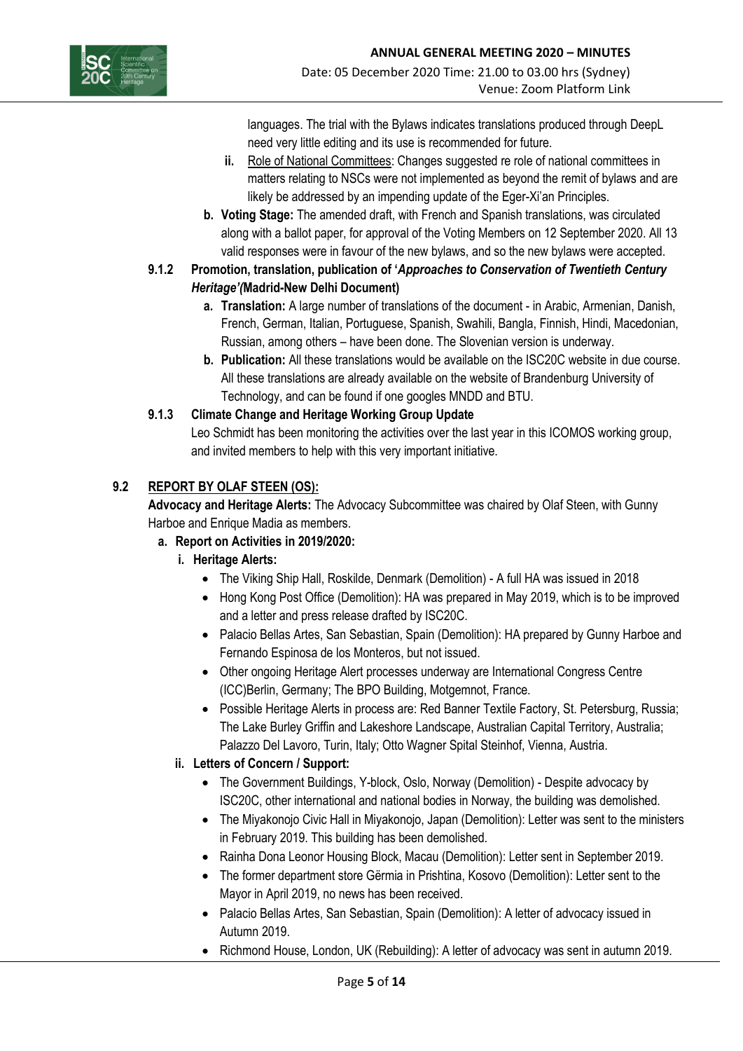languages. The trial with the Bylaws indicates translations produced through DeepL need very little editing and its use is recommended for future.

- **ii.** Role of National Committees: Changes suggested re role of national committees in matters relating to NSCs were not implemented as beyond the remit of bylaws and are likely be addressed by an impending update of the Eger-Xi'an Principles.

**b. Voting Stage:** The amended draft, with French and Spanish translations, was circulated along with a ballot paper, for approval of the Voting Members on 12 September 2020. All 13 valid responses were in favour of the new bylaws, and so the new bylaws were accepted.

#### 9.1.2 Promotion, translation, publication of '*Approaches to Conservation of Twentieth Century Heritage'*(Madrid-New Delhi Document)

**a. Translation:** A large number of translations of the document - in Arabic, Armenian, Danish, French, German, Italian, Portuguese, Spanish, Swahili, Bangla, Finnish, Hindi, Macedonian, Russian, among others – have been done. The Slovenian version is underway.

**b. Publication:** All these translations would be available on the ISC20C website in due course. All these translations are already available on the website of Brandenburg University of Technology, and can be found if one googles MNDD and BTU.

#### 9.1.3 Climate Change and Heritage Working Group Update

Leo Schmidt has been monitoring the activities over the last year in this ICOMOS working group, and invited members to help with this very important initiative.

### 9.2 REPORT BY OLAF STEEN (OS):

**Advocacy and Heritage Alerts:** The Advocacy Subcommittee was chaired by Olaf Steen, with Gunny Harboe and Enrique Madia as members.

**a. Report on Activities in 2019/2020:**

**i. Heritage Alerts:**

- The Viking Ship Hall, Roskilde, Denmark (Demolition) - A full HA was issued in 2018
- Hong Kong Post Office (Demolition): HA was prepared in May 2019, which is to be improved and a letter and press release drafted by ISC20C.
- Palacio Bellas Artes, San Sebastian, Spain (Demolition): HA prepared by Gunny Harboe and Fernando Espinosa de los Monteros, but not issued.
- Other ongoing Heritage Alert processes underway are International Congress Centre (ICC)Berlin, Germany; The BPO Building, Motgemnot, France.
- Possible Heritage Alerts in process are: Red Banner Textile Factory, St. Petersburg, Russia; The Lake Burley Griffin and Lakeshore Landscape, Australian Capital Territory, Australia; Palazzo Del Lavoro, Turin, Italy; Otto Wagner Spital Steinhof, Vienna, Austria.

**ii. Letters of Concern / Support:**

- The Government Buildings, Y-block, Oslo, Norway (Demolition) - Despite advocacy by ISC20C, other international and national bodies in Norway, the building was demolished.
- The Miyakonojo Civic Hall in Miyakonojo, Japan (Demolition): Letter was sent to the ministers in February 2019. This building has been demolished.
- Rainha Dona Leonor Housing Block, Macau (Demolition): Letter sent in September 2019.
- The former department store Gërmia in Prishtina, Kosovo (Demolition): Letter sent to the Mayor in April 2019, no news has been received.
- Palacio Bellas Artes, San Sebastian, Spain (Demolition): A letter of advocacy issued in Autumn 2019.
- Richmond House, London, UK (Rebuilding): A letter of advocacy was sent in autumn 2019.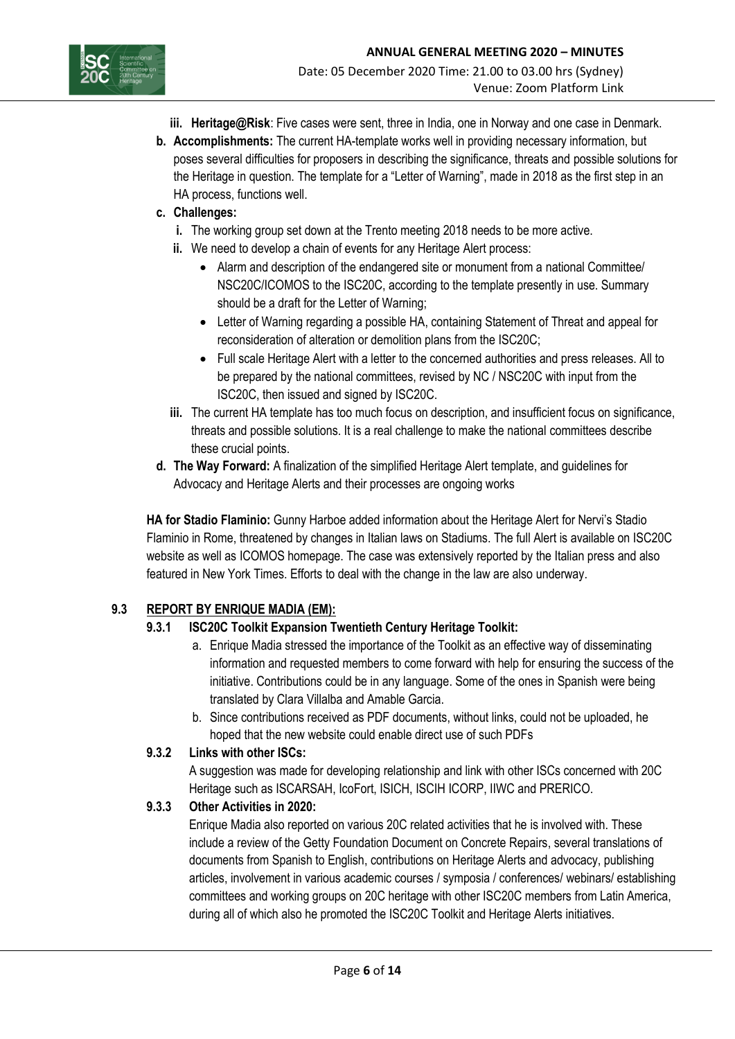iii. **Heritage@Risk**: Five cases were sent, three in India, one in Norway and one case in Denmark.

b. **Accomplishments:** The current HA-template works well in providing necessary information, but poses several difficulties for proposers in describing the significance, threats and possible solutions for the Heritage in question. The template for a "Letter of Warning", made in 2018 as the first step in an HA process, functions well.

c. **Challenges:**

   i. The working group set down at the Trento meeting 2018 needs to be more active.

   ii. We need to develop a chain of events for any Heritage Alert process:

   - Alarm and description of the endangered site or monument from a national Committee/ NSC20C/ICOMOS to the ISC20C, according to the template presently in use. Summary should be a draft for the Letter of Warning;
   - Letter of Warning regarding a possible HA, containing Statement of Threat and appeal for reconsideration of alteration or demolition plans from the ISC20C;
   - Full scale Heritage Alert with a letter to the concerned authorities and press releases. All to be prepared by the national committees, revised by NC / NSC20C with input from the ISC20C, then issued and signed by ISC20C.

   iii. The current HA template has too much focus on description, and insufficient focus on significance, threats and possible solutions. It is a real challenge to make the national committees describe these crucial points.

d. **The Way Forward:** A finalization of the simplified Heritage Alert template, and guidelines for Advocacy and Heritage Alerts and their processes are ongoing works

**HA for Stadio Flaminio:** Gunny Harboe added information about the Heritage Alert for Nervi's Stadio Flaminio in Rome, threatened by changes in Italian laws on Stadiums. The full Alert is available on ISC20C website as well as ICOMOS homepage. The case was extensively reported by the Italian press and also featured in New York Times. Efforts to deal with the change in the law are also underway.

## 9.3 REPORT BY ENRIQUE MADIA (EM):

### 9.3.1 ISC20C Toolkit Expansion Twentieth Century Heritage Toolkit:

a. Enrique Madia stressed the importance of the Toolkit as an effective way of disseminating information and requested members to come forward with help for ensuring the success of the initiative. Contributions could be in any language. Some of the ones in Spanish were being translated by Clara Villalba and Amable Garcia.

b. Since contributions received as PDF documents, without links, could not be uploaded, he hoped that the new website could enable direct use of such PDFs

### 9.3.2 Links with other ISCs:

A suggestion was made for developing relationship and link with other ISCs concerned with 20C Heritage such as ISCARSAH, IcoFort, ISICH, ISCIH ICORP, IIWC and PRERICO.

### 9.3.3 Other Activities in 2020:

Enrique Madia also reported on various 20C related activities that he is involved with. These include a review of the Getty Foundation Document on Concrete Repairs, several translations of documents from Spanish to English, contributions on Heritage Alerts and advocacy, publishing articles, involvement in various academic courses / symposia / conferences/ webinars/ establishing committees and working groups on 20C heritage with other ISC20C members from Latin America, during all of which also he promoted the ISC20C Toolkit and Heritage Alerts initiatives.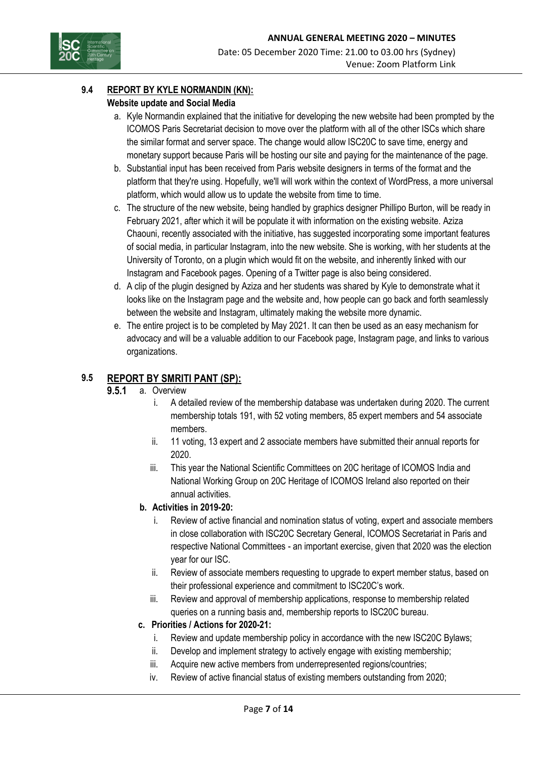### 9.4 REPORT BY KYLE NORMANDIN (KN):

**Website update and Social Media**

a. Kyle Normandin explained that the initiative for developing the new website had been prompted by the ICOMOS Paris Secretariat decision to move over the platform with all of the other ISCs which share the similar format and server space. The change would allow ISC20C to save time, energy and monetary support because Paris will be hosting our site and paying for the maintenance of the page.

b. Substantial input has been received from Paris website designers in terms of the format and the platform that they're using. Hopefully, we'll will work within the context of WordPress, a more universal platform, which would allow us to update the website from time to time.

c. The structure of the new website, being handled by graphics designer Phillipo Burton, will be ready in February 2021, after which it will be populate it with information on the existing website. Aziza Chaouni, recently associated with the initiative, has suggested incorporating some important features of social media, in particular Instagram, into the new website. She is working, with her students at the University of Toronto, on a plugin which would fit on the website, and inherently linked with our Instagram and Facebook pages. Opening of a Twitter page is also being considered.

d. A clip of the plugin designed by Aziza and her students was shared by Kyle to demonstrate what it looks like on the Instagram page and the website and, how people can go back and forth seamlessly between the website and Instagram, ultimately making the website more dynamic.

e. The entire project is to be completed by May 2021. It can then be used as an easy mechanism for advocacy and will be a valuable addition to our Facebook page, Instagram page, and links to various organizations.

### 9.5 REPORT BY SMRITI PANT (SP):

**9.5.1** a. Overview

i. A detailed review of the membership database was undertaken during 2020. The current membership totals 191, with 52 voting members, 85 expert members and 54 associate members.

ii. 11 voting, 13 expert and 2 associate members have submitted their annual reports for 2020.

iii. This year the National Scientific Committees on 20C heritage of ICOMOS India and National Working Group on 20C Heritage of ICOMOS Ireland also reported on their annual activities.

**b. Activities in 2019-20:**

i. Review of active financial and nomination status of voting, expert and associate members in close collaboration with ISC20C Secretary General, ICOMOS Secretariat in Paris and respective National Committees - an important exercise, given that 2020 was the election year for our ISC.

ii. Review of associate members requesting to upgrade to expert member status, based on their professional experience and commitment to ISC20C's work.

iii. Review and approval of membership applications, response to membership related queries on a running basis and, membership reports to ISC20C bureau.

**c. Priorities / Actions for 2020-21:**

i. Review and update membership policy in accordance with the new ISC20C Bylaws;

ii. Develop and implement strategy to actively engage with existing membership;

iii. Acquire new active members from underrepresented regions/countries;

iv. Review of active financial status of existing members outstanding from 2020;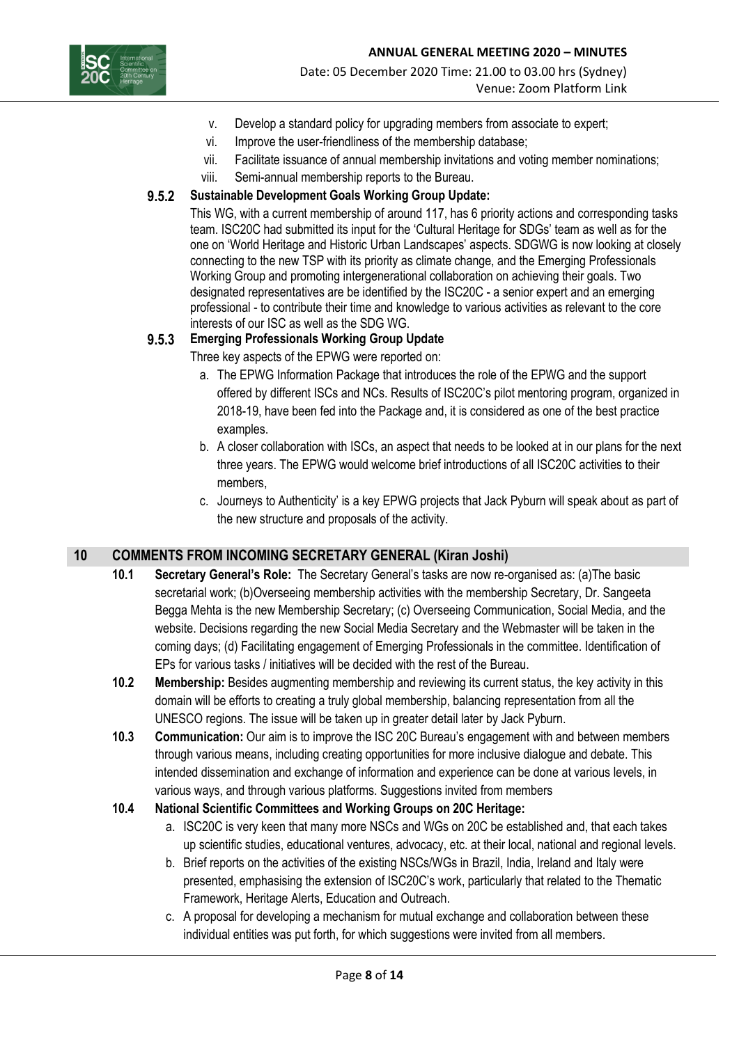v. Develop a standard policy for upgrading members from associate to expert;
vi. Improve the user-friendliness of the membership database;
vii. Facilitate issuance of annual membership invitations and voting member nominations;
viii. Semi-annual membership reports to the Bureau.

#### 9.5.2 Sustainable Development Goals Working Group Update:

This WG, with a current membership of around 117, has 6 priority actions and corresponding tasks team. ISC20C had submitted its input for the 'Cultural Heritage for SDGs' team as well as for the one on 'World Heritage and Historic Urban Landscapes' aspects. SDGWG is now looking at closely connecting to the new TSP with its priority as climate change, and the Emerging Professionals Working Group and promoting intergenerational collaboration on achieving their goals. Two designated representatives are be identified by the ISC20C - a senior expert and an emerging professional - to contribute their time and knowledge to various activities as relevant to the core interests of our ISC as well as the SDG WG.

#### 9.5.3 Emerging Professionals Working Group Update

Three key aspects of the EPWG were reported on:

a. The EPWG Information Package that introduces the role of the EPWG and the support offered by different ISCs and NCs. Results of ISC20C's pilot mentoring program, organized in 2018-19, have been fed into the Package and, it is considered as one of the best practice examples.
b. A closer collaboration with ISCs, an aspect that needs to be looked at in our plans for the next three years. The EPWG would welcome brief introductions of all ISC20C activities to their members,
c. Journeys to Authenticity' is a key EPWG projects that Jack Pyburn will speak about as part of the new structure and proposals of the activity.

## 10 COMMENTS FROM INCOMING SECRETARY GENERAL (Kiran Joshi)

**10.1 Secretary General's Role:** The Secretary General's tasks are now re-organised as: (a)The basic secretarial work; (b)Overseeing membership activities with the membership Secretary, Dr. Sangeeta Begga Mehta is the new Membership Secretary; (c) Overseeing Communication, Social Media, and the website. Decisions regarding the new Social Media Secretary and the Webmaster will be taken in the coming days; (d) Facilitating engagement of Emerging Professionals in the committee. Identification of EPs for various tasks / initiatives will be decided with the rest of the Bureau.

**10.2 Membership:** Besides augmenting membership and reviewing its current status, the key activity in this domain will be efforts to creating a truly global membership, balancing representation from all the UNESCO regions. The issue will be taken up in greater detail later by Jack Pyburn.

**10.3 Communication:** Our aim is to improve the ISC 20C Bureau's engagement with and between members through various means, including creating opportunities for more inclusive dialogue and debate. This intended dissemination and exchange of information and experience can be done at various levels, in various ways, and through various platforms. Suggestions invited from members

**10.4 National Scientific Committees and Working Groups on 20C Heritage:**

a. ISC20C is very keen that many more NSCs and WGs on 20C be established and, that each takes up scientific studies, educational ventures, advocacy, etc. at their local, national and regional levels.
b. Brief reports on the activities of the existing NSCs/WGs in Brazil, India, Ireland and Italy were presented, emphasising the extension of ISC20C's work, particularly that related to the Thematic Framework, Heritage Alerts, Education and Outreach.
c. A proposal for developing a mechanism for mutual exchange and collaboration between these individual entities was put forth, for which suggestions were invited from all members.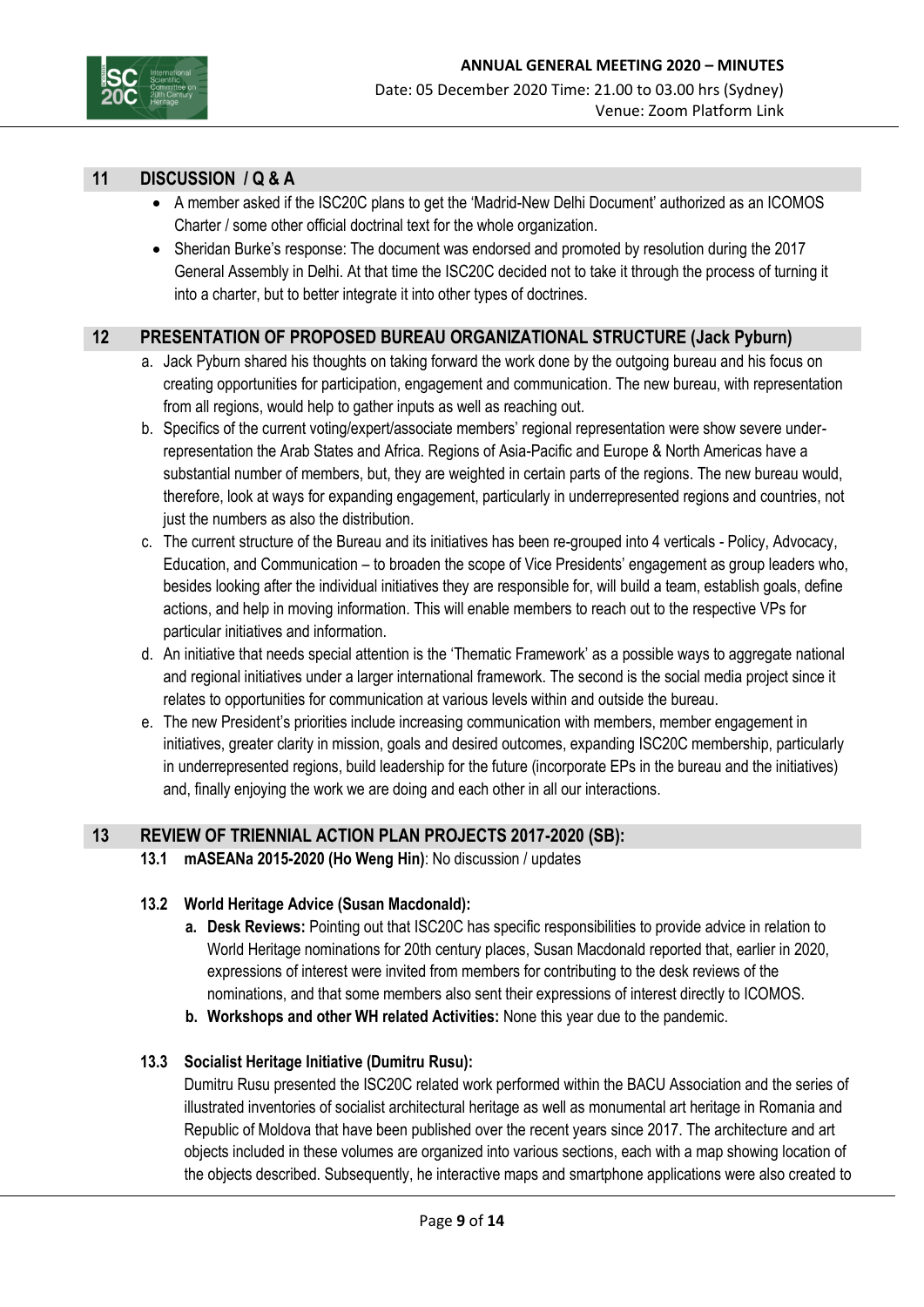## 11 DISCUSSION / Q & A

- A member asked if the ISC20C plans to get the 'Madrid-New Delhi Document' authorized as an ICOMOS Charter / some other official doctrinal text for the whole organization.
- Sheridan Burke's response: The document was endorsed and promoted by resolution during the 2017 General Assembly in Delhi. At that time the ISC20C decided not to take it through the process of turning it into a charter, but to better integrate it into other types of doctrines.

## 12 PRESENTATION OF PROPOSED BUREAU ORGANIZATIONAL STRUCTURE (Jack Pyburn)

a. Jack Pyburn shared his thoughts on taking forward the work done by the outgoing bureau and his focus on creating opportunities for participation, engagement and communication. The new bureau, with representation from all regions, would help to gather inputs as well as reaching out.

b. Specifics of the current voting/expert/associate members' regional representation were show severe under-representation the Arab States and Africa. Regions of Asia-Pacific and Europe & North Americas have a substantial number of members, but, they are weighted in certain parts of the regions. The new bureau would, therefore, look at ways for expanding engagement, particularly in underrepresented regions and countries, not just the numbers as also the distribution.

c. The current structure of the Bureau and its initiatives has been re-grouped into 4 verticals - Policy, Advocacy, Education, and Communication – to broaden the scope of Vice Presidents' engagement as group leaders who, besides looking after the individual initiatives they are responsible for, will build a team, establish goals, define actions, and help in moving information. This will enable members to reach out to the respective VPs for particular initiatives and information.

d. An initiative that needs special attention is the 'Thematic Framework' as a possible ways to aggregate national and regional initiatives under a larger international framework. The second is the social media project since it relates to opportunities for communication at various levels within and outside the bureau.

e. The new President's priorities include increasing communication with members, member engagement in initiatives, greater clarity in mission, goals and desired outcomes, expanding ISC20C membership, particularly in underrepresented regions, build leadership for the future (incorporate EPs in the bureau and the initiatives) and, finally enjoying the work we are doing and each other in all our interactions.

## 13 REVIEW OF TRIENNIAL ACTION PLAN PROJECTS 2017-2020 (SB):

### 13.1 mASEANa 2015-2020 (Ho Weng Hin): No discussion / updates

### 13.2 World Heritage Advice (Susan Macdonald):

a. **Desk Reviews:** Pointing out that ISC20C has specific responsibilities to provide advice in relation to World Heritage nominations for 20th century places, Susan Macdonald reported that, earlier in 2020, expressions of interest were invited from members for contributing to the desk reviews of the nominations, and that some members also sent their expressions of interest directly to ICOMOS.

b. **Workshops and other WH related Activities:** None this year due to the pandemic.

### 13.3 Socialist Heritage Initiative (Dumitru Rusu):

Dumitru Rusu presented the ISC20C related work performed within the BACU Association and the series of illustrated inventories of socialist architectural heritage as well as monumental art heritage in Romania and Republic of Moldova that have been published over the recent years since 2017. The architecture and art objects included in these volumes are organized into various sections, each with a map showing location of the objects described. Subsequently, he interactive maps and smartphone applications were also created to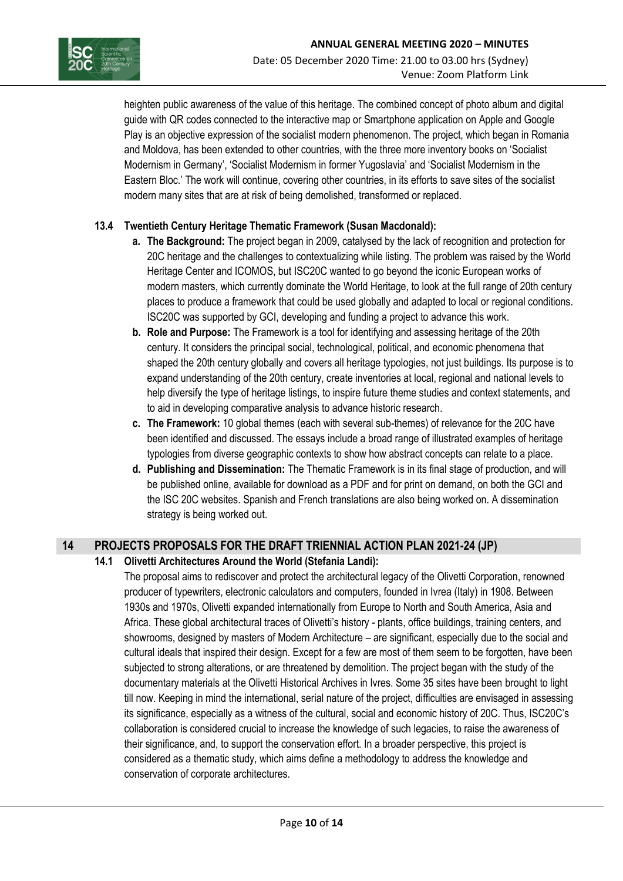heighten public awareness of the value of this heritage. The combined concept of photo album and digital guide with QR codes connected to the interactive map or Smartphone application on Apple and Google Play is an objective expression of the socialist modern phenomenon. The project, which began in Romania and Moldova, has been extended to other countries, with the three more inventory books on 'Socialist Modernism in Germany', 'Socialist Modernism in former Yugoslavia' and 'Socialist Modernism in the Eastern Bloc.' The work will continue, covering other countries, in its efforts to save sites of the socialist modern many sites that are at risk of being demolished, transformed or replaced.

### 13.4 Twentieth Century Heritage Thematic Framework (Susan Macdonald):

a. **The Background:** The project began in 2009, catalysed by the lack of recognition and protection for 20C heritage and the challenges to contextualizing while listing. The problem was raised by the World Heritage Center and ICOMOS, but ISC20C wanted to go beyond the iconic European works of modern masters, which currently dominate the World Heritage, to look at the full range of 20th century places to produce a framework that could be used globally and adapted to local or regional conditions. ISC20C was supported by GCI, developing and funding a project to advance this work.

b. **Role and Purpose:** The Framework is a tool for identifying and assessing heritage of the 20th century. It considers the principal social, technological, political, and economic phenomena that shaped the 20th century globally and covers all heritage typologies, not just buildings. Its purpose is to expand understanding of the 20th century, create inventories at local, regional and national levels to help diversify the type of heritage listings, to inspire future theme studies and context statements, and to aid in developing comparative analysis to advance historic research.

c. **The Framework:** 10 global themes (each with several sub-themes) of relevance for the 20C have been identified and discussed. The essays include a broad range of illustrated examples of heritage typologies from diverse geographic contexts to show how abstract concepts can relate to a place.

d. **Publishing and Dissemination:** The Thematic Framework is in its final stage of production, and will be published online, available for download as a PDF and for print on demand, on both the GCI and the ISC 20C websites. Spanish and French translations are also being worked on. A dissemination strategy is being worked out.

## 14 PROJECTS PROPOSALS FOR THE DRAFT TRIENNIAL ACTION PLAN 2021-24 (JP)

### 14.1 Olivetti Architectures Around the World (Stefania Landi):

The proposal aims to rediscover and protect the architectural legacy of the Olivetti Corporation, renowned producer of typewriters, electronic calculators and computers, founded in Ivrea (Italy) in 1908. Between 1930s and 1970s, Olivetti expanded internationally from Europe to North and South America, Asia and Africa. These global architectural traces of Olivetti's history - plants, office buildings, training centers, and showrooms, designed by masters of Modern Architecture – are significant, especially due to the social and cultural ideals that inspired their design. Except for a few are most of them seem to be forgotten, have been subjected to strong alterations, or are threatened by demolition. The project began with the study of the documentary materials at the Olivetti Historical Archives in Ivres. Some 35 sites have been brought to light till now. Keeping in mind the international, serial nature of the project, difficulties are envisaged in assessing its significance, especially as a witness of the cultural, social and economic history of 20C. Thus, ISC20C's collaboration is considered crucial to increase the knowledge of such legacies, to raise the awareness of their significance, and, to support the conservation effort. In a broader perspective, this project is considered as a thematic study, which aims define a methodology to address the knowledge and conservation of corporate architectures.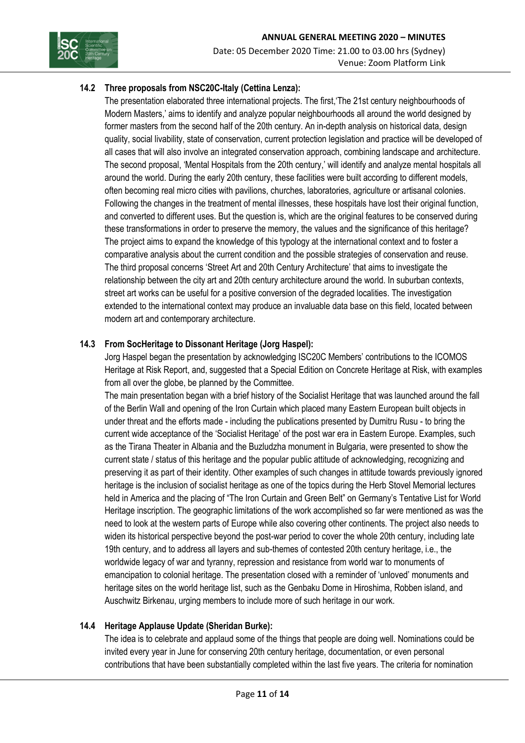### 14.2 Three proposals from NSC20C-Italy (Cettina Lenza):

The presentation elaborated three international projects. The first,'The 21st century neighbourhoods of Modern Masters,' aims to identify and analyze popular neighbourhoods all around the world designed by former masters from the second half of the 20th century. An in-depth analysis on historical data, design quality, social livability, state of conservation, current protection legislation and practice will be developed of all cases that will also involve an integrated conservation approach, combining landscape and architecture. The second proposal, 'Mental Hospitals from the 20th century,' will identify and analyze mental hospitals all around the world. During the early 20th century, these facilities were built according to different models, often becoming real micro cities with pavilions, churches, laboratories, agriculture or artisanal colonies. Following the changes in the treatment of mental illnesses, these hospitals have lost their original function, and converted to different uses. But the question is, which are the original features to be conserved during these transformations in order to preserve the memory, the values and the significance of this heritage? The project aims to expand the knowledge of this typology at the international context and to foster a comparative analysis about the current condition and the possible strategies of conservation and reuse. The third proposal concerns 'Street Art and 20th Century Architecture' that aims to investigate the relationship between the city art and 20th century architecture around the world. In suburban contexts, street art works can be useful for a positive conversion of the degraded localities. The investigation extended to the international context may produce an invaluable data base on this field, located between modern art and contemporary architecture.

### 14.3 From SocHeritage to Dissonant Heritage (Jorg Haspel):

Jorg Haspel began the presentation by acknowledging ISC20C Members' contributions to the ICOMOS Heritage at Risk Report, and, suggested that a Special Edition on Concrete Heritage at Risk, with examples from all over the globe, be planned by the Committee.

The main presentation began with a brief history of the Socialist Heritage that was launched around the fall of the Berlin Wall and opening of the Iron Curtain which placed many Eastern European built objects in under threat and the efforts made - including the publications presented by Dumitru Rusu - to bring the current wide acceptance of the 'Socialist Heritage' of the post war era in Eastern Europe. Examples, such as the Tirana Theater in Albania and the Buzludzha monument in Bulgaria, were presented to show the current state / status of this heritage and the popular public attitude of acknowledging, recognizing and preserving it as part of their identity. Other examples of such changes in attitude towards previously ignored heritage is the inclusion of socialist heritage as one of the topics during the Herb Stovel Memorial lectures held in America and the placing of "The Iron Curtain and Green Belt" on Germany's Tentative List for World Heritage inscription. The geographic limitations of the work accomplished so far were mentioned as was the need to look at the western parts of Europe while also covering other continents. The project also needs to widen its historical perspective beyond the post-war period to cover the whole 20th century, including late 19th century, and to address all layers and sub-themes of contested 20th century heritage, i.e., the worldwide legacy of war and tyranny, repression and resistance from world war to monuments of emancipation to colonial heritage. The presentation closed with a reminder of 'unloved' monuments and heritage sites on the world heritage list, such as the Genbaku Dome in Hiroshima, Robben island, and Auschwitz Birkenau, urging members to include more of such heritage in our work.

### 14.4 Heritage Applause Update (Sheridan Burke):

The idea is to celebrate and applaud some of the things that people are doing well. Nominations could be invited every year in June for conserving 20th century heritage, documentation, or even personal contributions that have been substantially completed within the last five years. The criteria for nomination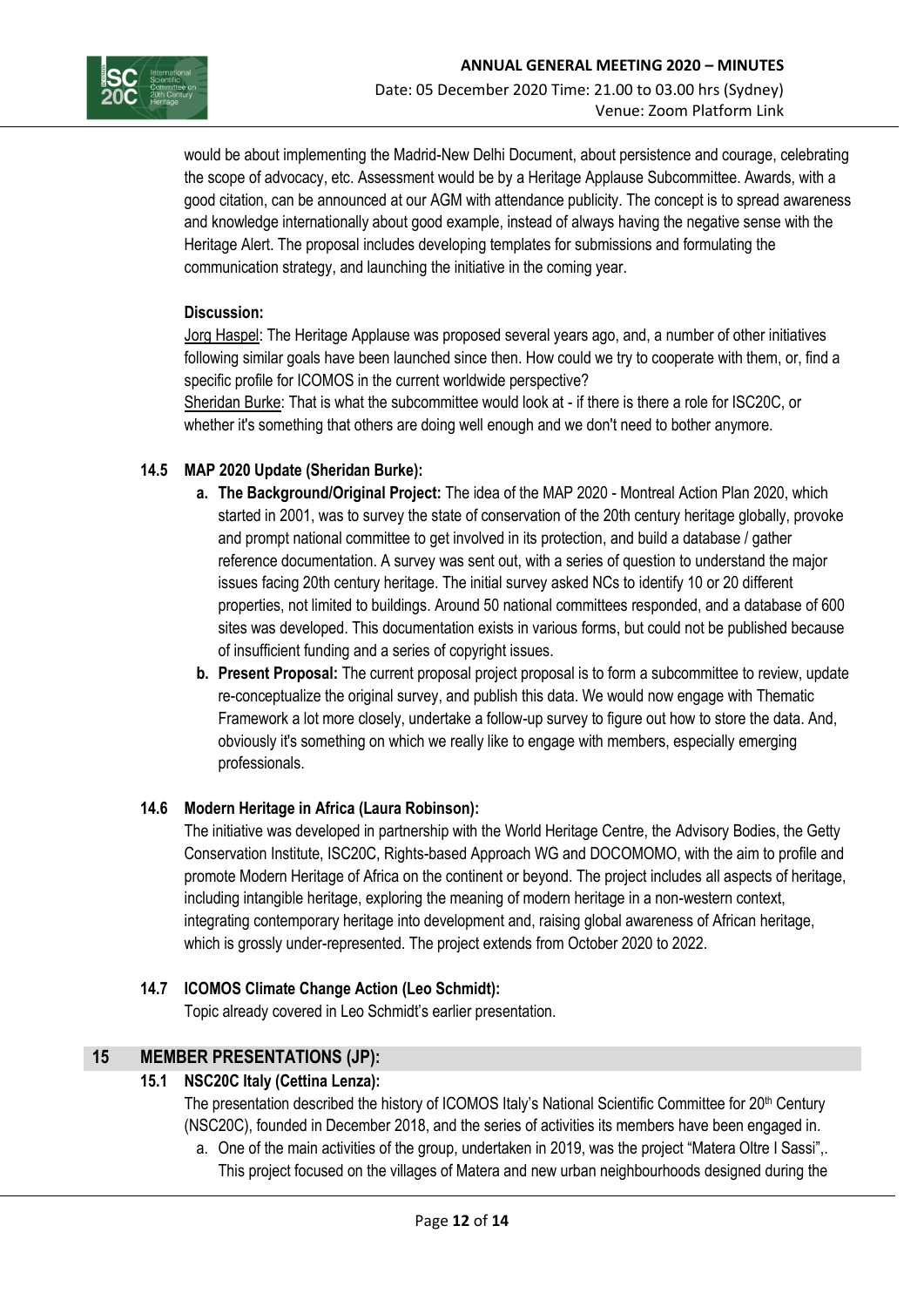would be about implementing the Madrid-New Delhi Document, about persistence and courage, celebrating the scope of advocacy, etc. Assessment would be by a Heritage Applause Subcommittee. Awards, with a good citation, can be announced at our AGM with attendance publicity. The concept is to spread awareness and knowledge internationally about good example, instead of always having the negative sense with the Heritage Alert. The proposal includes developing templates for submissions and formulating the communication strategy, and launching the initiative in the coming year.

**Discussion:**

Jorg Haspel: The Heritage Applause was proposed several years ago, and, a number of other initiatives following similar goals have been launched since then. How could we try to cooperate with them, or, find a specific profile for ICOMOS in the current worldwide perspective?

Sheridan Burke: That is what the subcommittee would look at - if there is there a role for ISC20C, or whether it's something that others are doing well enough and we don't need to bother anymore.

### 14.5 MAP 2020 Update (Sheridan Burke):

a. **The Background/Original Project:** The idea of the MAP 2020 - Montreal Action Plan 2020, which started in 2001, was to survey the state of conservation of the 20th century heritage globally, provoke and prompt national committee to get involved in its protection, and build a database / gather reference documentation. A survey was sent out, with a series of question to understand the major issues facing 20th century heritage. The initial survey asked NCs to identify 10 or 20 different properties, not limited to buildings. Around 50 national committees responded, and a database of 600 sites was developed. This documentation exists in various forms, but could not be published because of insufficient funding and a series of copyright issues.
b. **Present Proposal:** The current proposal project proposal is to form a subcommittee to review, update re-conceptualize the original survey, and publish this data. We would now engage with Thematic Framework a lot more closely, undertake a follow-up survey to figure out how to store the data. And, obviously it's something on which we really like to engage with members, especially emerging professionals.

### 14.6 Modern Heritage in Africa (Laura Robinson):

The initiative was developed in partnership with the World Heritage Centre, the Advisory Bodies, the Getty Conservation Institute, ISC20C, Rights-based Approach WG and DOCOMOMO, with the aim to profile and promote Modern Heritage of Africa on the continent or beyond. The project includes all aspects of heritage, including intangible heritage, exploring the meaning of modern heritage in a non-western context, integrating contemporary heritage into development and, raising global awareness of African heritage, which is grossly under-represented. The project extends from October 2020 to 2022.

### 14.7 ICOMOS Climate Change Action (Leo Schmidt):

Topic already covered in Leo Schmidt's earlier presentation.

## 15 MEMBER PRESENTATIONS (JP):

### 15.1 NSC20C Italy (Cettina Lenza):

The presentation described the history of ICOMOS Italy's National Scientific Committee for 20th Century (NSC20C), founded in December 2018, and the series of activities its members have been engaged in.

a. One of the main activities of the group, undertaken in 2019, was the project "Matera Oltre I Sassi",. This project focused on the villages of Matera and new urban neighbourhoods designed during the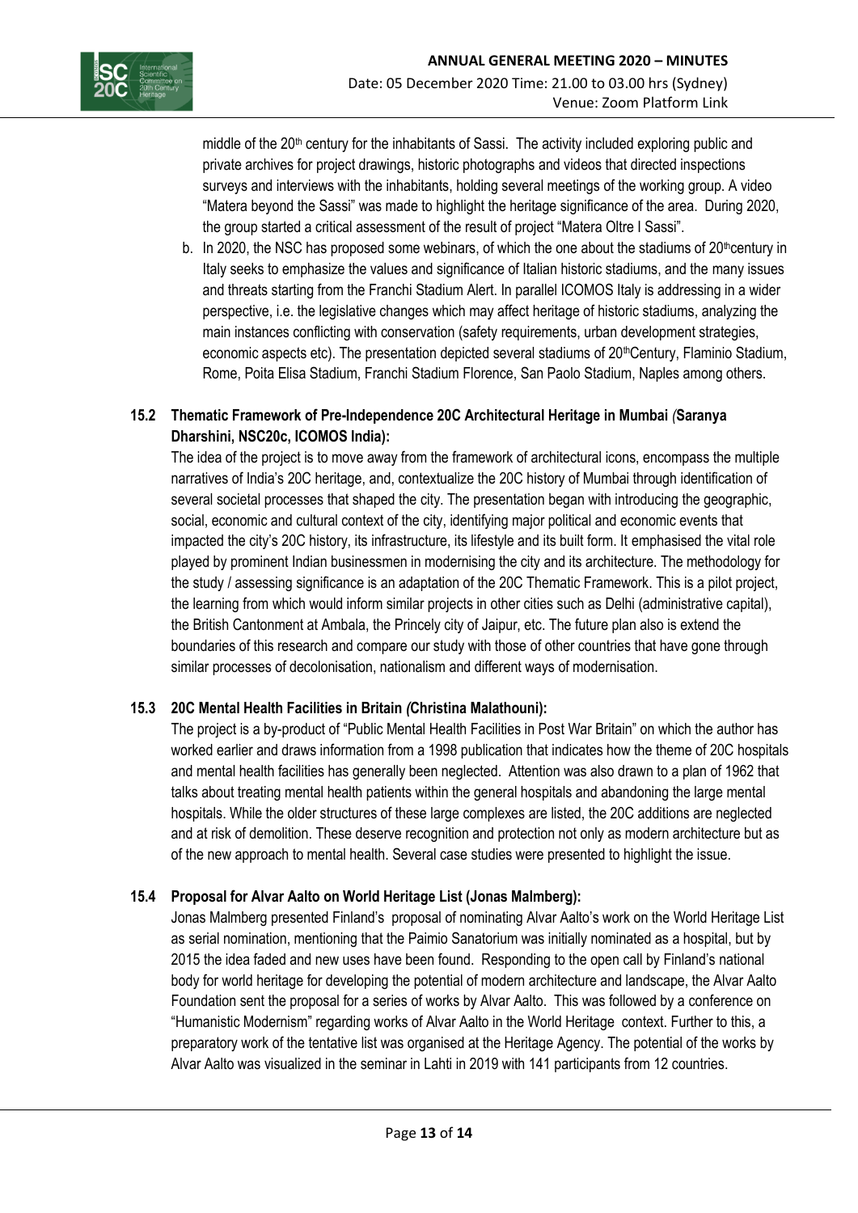middle of the 20th century for the inhabitants of Sassi. The activity included exploring public and private archives for project drawings, historic photographs and videos that directed inspections surveys and interviews with the inhabitants, holding several meetings of the working group. A video "Matera beyond the Sassi" was made to highlight the heritage significance of the area. During 2020, the group started a critical assessment of the result of project "Matera Oltre I Sassi".

b. In 2020, the NSC has proposed some webinars, of which the one about the stadiums of 20th century in Italy seeks to emphasize the values and significance of Italian historic stadiums, and the many issues and threats starting from the Franchi Stadium Alert. In parallel ICOMOS Italy is addressing in a wider perspective, i.e. the legislative changes which may affect heritage of historic stadiums, analyzing the main instances conflicting with conservation (safety requirements, urban development strategies, economic aspects etc). The presentation depicted several stadiums of 20thCentury, Flaminio Stadium, Rome, Poita Elisa Stadium, Franchi Stadium Florence, San Paolo Stadium, Naples among others.

### 15.2 Thematic Framework of Pre-Independence 20C Architectural Heritage in Mumbai *(*Saranya Dharshini, NSC20c, ICOMOS India):

The idea of the project is to move away from the framework of architectural icons, encompass the multiple narratives of India's 20C heritage, and, contextualize the 20C history of Mumbai through identification of several societal processes that shaped the city. The presentation began with introducing the geographic, social, economic and cultural context of the city, identifying major political and economic events that impacted the city's 20C history, its infrastructure, its lifestyle and its built form. It emphasised the vital role played by prominent Indian businessmen in modernising the city and its architecture. The methodology for the study / assessing significance is an adaptation of the 20C Thematic Framework. This is a pilot project, the learning from which would inform similar projects in other cities such as Delhi (administrative capital), the British Cantonment at Ambala, the Princely city of Jaipur, etc. The future plan also is extend the boundaries of this research and compare our study with those of other countries that have gone through similar processes of decolonisation, nationalism and different ways of modernisation.

### 15.3 20C Mental Health Facilities in Britain *(*Christina Malathouni):

The project is a by-product of "Public Mental Health Facilities in Post War Britain" on which the author has worked earlier and draws information from a 1998 publication that indicates how the theme of 20C hospitals and mental health facilities has generally been neglected. Attention was also drawn to a plan of 1962 that talks about treating mental health patients within the general hospitals and abandoning the large mental hospitals. While the older structures of these large complexes are listed, the 20C additions are neglected and at risk of demolition. These deserve recognition and protection not only as modern architecture but as of the new approach to mental health. Several case studies were presented to highlight the issue.

### 15.4 Proposal for Alvar Aalto on World Heritage List (Jonas Malmberg):

Jonas Malmberg presented Finland's proposal of nominating Alvar Aalto's work on the World Heritage List as serial nomination, mentioning that the Paimio Sanatorium was initially nominated as a hospital, but by 2015 the idea faded and new uses have been found. Responding to the open call by Finland's national body for world heritage for developing the potential of modern architecture and landscape, the Alvar Aalto Foundation sent the proposal for a series of works by Alvar Aalto. This was followed by a conference on "Humanistic Modernism" regarding works of Alvar Aalto in the World Heritage context. Further to this, a preparatory work of the tentative list was organised at the Heritage Agency. The potential of the works by Alvar Aalto was visualized in the seminar in Lahti in 2019 with 141 participants from 12 countries.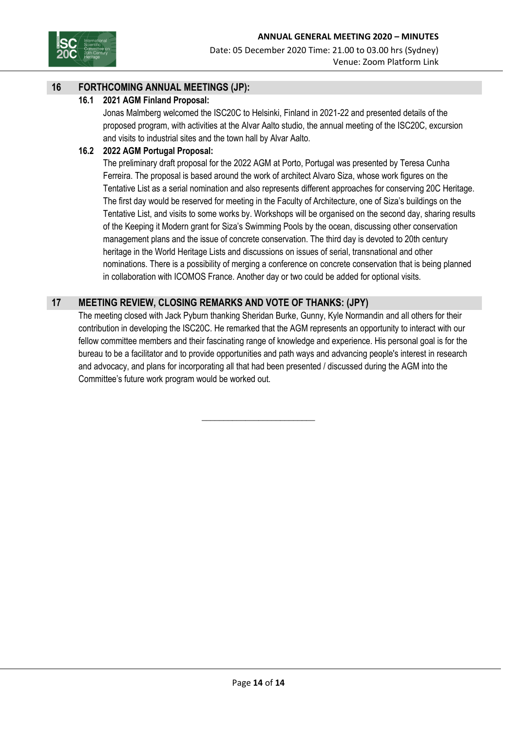## 16 FORTHCOMING ANNUAL MEETINGS (JP):

### 16.1 2021 AGM Finland Proposal:

Jonas Malmberg welcomed the ISC20C to Helsinki, Finland in 2021-22 and presented details of the proposed program, with activities at the Alvar Aalto studio, the annual meeting of the ISC20C, excursion and visits to industrial sites and the town hall by Alvar Aalto.

### 16.2 2022 AGM Portugal Proposal:

The preliminary draft proposal for the 2022 AGM at Porto, Portugal was presented by Teresa Cunha Ferreira. The proposal is based around the work of architect Alvaro Siza, whose work figures on the Tentative List as a serial nomination and also represents different approaches for conserving 20C Heritage. The first day would be reserved for meeting in the Faculty of Architecture, one of Siza's buildings on the Tentative List, and visits to some works by. Workshops will be organised on the second day, sharing results of the Keeping it Modern grant for Siza's Swimming Pools by the ocean, discussing other conservation management plans and the issue of concrete conservation. The third day is devoted to 20th century heritage in the World Heritage Lists and discussions on issues of serial, transnational and other nominations. There is a possibility of merging a conference on concrete conservation that is being planned in collaboration with ICOMOS France. Another day or two could be added for optional visits.

## 17 MEETING REVIEW, CLOSING REMARKS AND VOTE OF THANKS: (JPY)

The meeting closed with Jack Pyburn thanking Sheridan Burke, Gunny, Kyle Normandin and all others for their contribution in developing the ISC20C. He remarked that the AGM represents an opportunity to interact with our fellow committee members and their fascinating range of knowledge and experience. His personal goal is for the bureau to be a facilitator and to provide opportunities and path ways and advancing people's interest in research and advocacy, and plans for incorporating all that had been presented / discussed during the AGM into the Committee's future work program would be worked out.

---